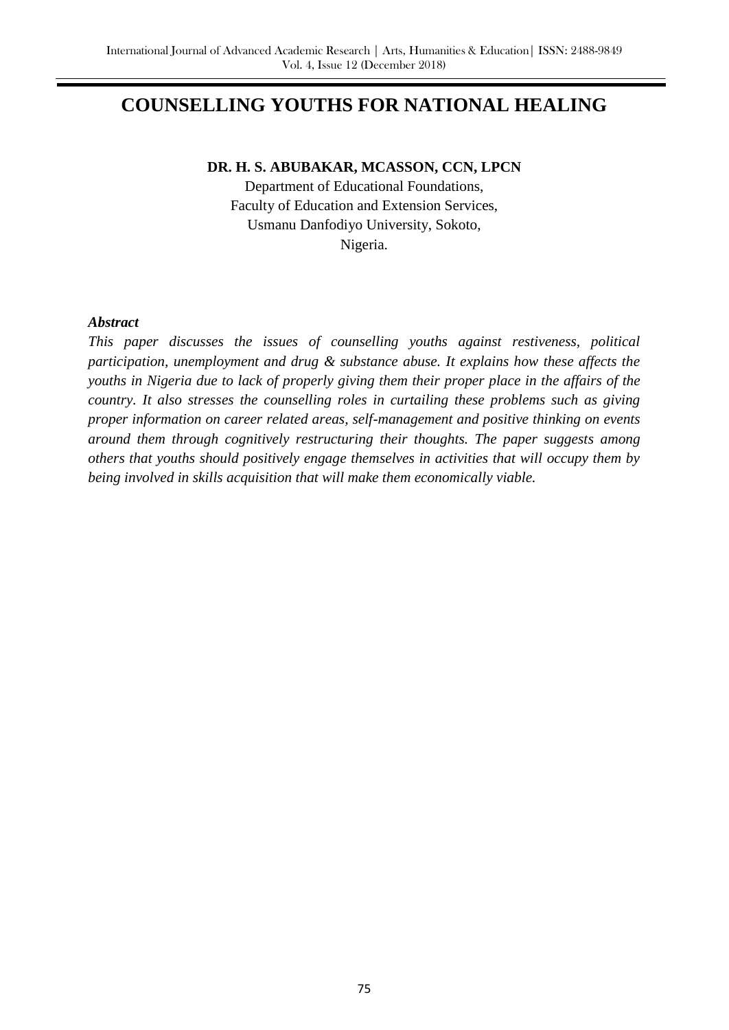# COUNSELLING YOUTHS FOR NATIONAL HEALING

**DR. H. S. ABUBAKAR, MCASSON, CCN, LPCN**

Department of Educational Foundations,
Faculty of Education and Extension Services,
Usmanu Danfodiyo University, Sokoto,
Nigeria.

***Abstract***

*This paper discusses the issues of counselling youths against restiveness, political participation, unemployment and drug & substance abuse. It explains how these affects the youths in Nigeria due to lack of properly giving them their proper place in the affairs of the country. It also stresses the counselling roles in curtailing these problems such as giving proper information on career related areas, self-management and positive thinking on events around them through cognitively restructuring their thoughts. The paper suggests among others that youths should positively engage themselves in activities that will occupy them by being involved in skills acquisition that will make them economically viable.*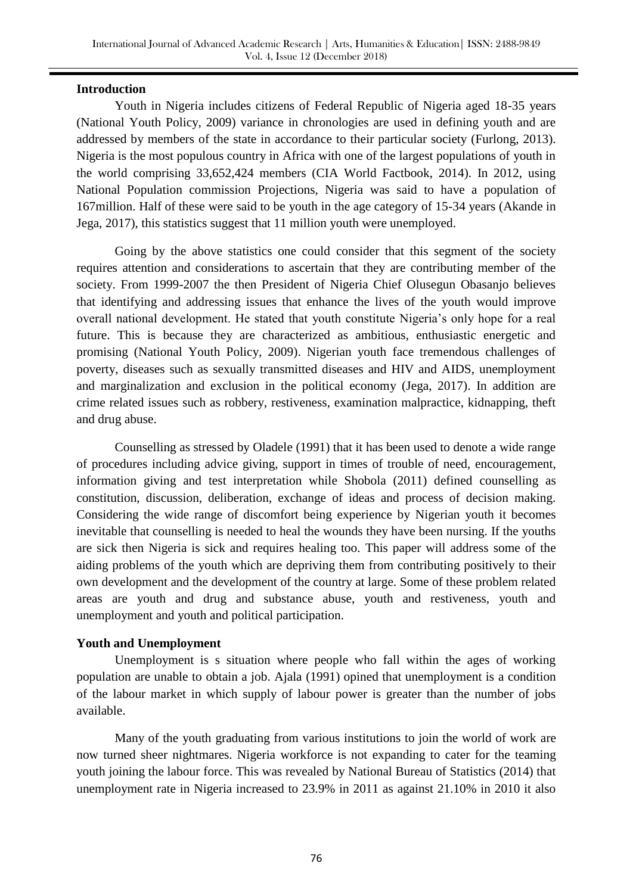## Introduction

Youth in Nigeria includes citizens of Federal Republic of Nigeria aged 18-35 years (National Youth Policy, 2009) variance in chronologies are used in defining youth and are addressed by members of the state in accordance to their particular society (Furlong, 2013). Nigeria is the most populous country in Africa with one of the largest populations of youth in the world comprising 33,652,424 members (CIA World Factbook, 2014). In 2012, using National Population commission Projections, Nigeria was said to have a population of 167million. Half of these were said to be youth in the age category of 15-34 years (Akande in Jega, 2017), this statistics suggest that 11 million youth were unemployed.

Going by the above statistics one could consider that this segment of the society requires attention and considerations to ascertain that they are contributing member of the society. From 1999-2007 the then President of Nigeria Chief Olusegun Obasanjo believes that identifying and addressing issues that enhance the lives of the youth would improve overall national development. He stated that youth constitute Nigeria's only hope for a real future. This is because they are characterized as ambitious, enthusiastic energetic and promising (National Youth Policy, 2009). Nigerian youth face tremendous challenges of poverty, diseases such as sexually transmitted diseases and HIV and AIDS, unemployment and marginalization and exclusion in the political economy (Jega, 2017). In addition are crime related issues such as robbery, restiveness, examination malpractice, kidnapping, theft and drug abuse.

Counselling as stressed by Oladele (1991) that it has been used to denote a wide range of procedures including advice giving, support in times of trouble of need, encouragement, information giving and test interpretation while Shobola (2011) defined counselling as constitution, discussion, deliberation, exchange of ideas and process of decision making. Considering the wide range of discomfort being experience by Nigerian youth it becomes inevitable that counselling is needed to heal the wounds they have been nursing. If the youths are sick then Nigeria is sick and requires healing too. This paper will address some of the aiding problems of the youth which are depriving them from contributing positively to their own development and the development of the country at large. Some of these problem related areas are youth and drug and substance abuse, youth and restiveness, youth and unemployment and youth and political participation.

## Youth and Unemployment

Unemployment is s situation where people who fall within the ages of working population are unable to obtain a job. Ajala (1991) opined that unemployment is a condition of the labour market in which supply of labour power is greater than the number of jobs available.

Many of the youth graduating from various institutions to join the world of work are now turned sheer nightmares. Nigeria workforce is not expanding to cater for the teaming youth joining the labour force. This was revealed by National Bureau of Statistics (2014) that unemployment rate in Nigeria increased to 23.9% in 2011 as against 21.10% in 2010 it also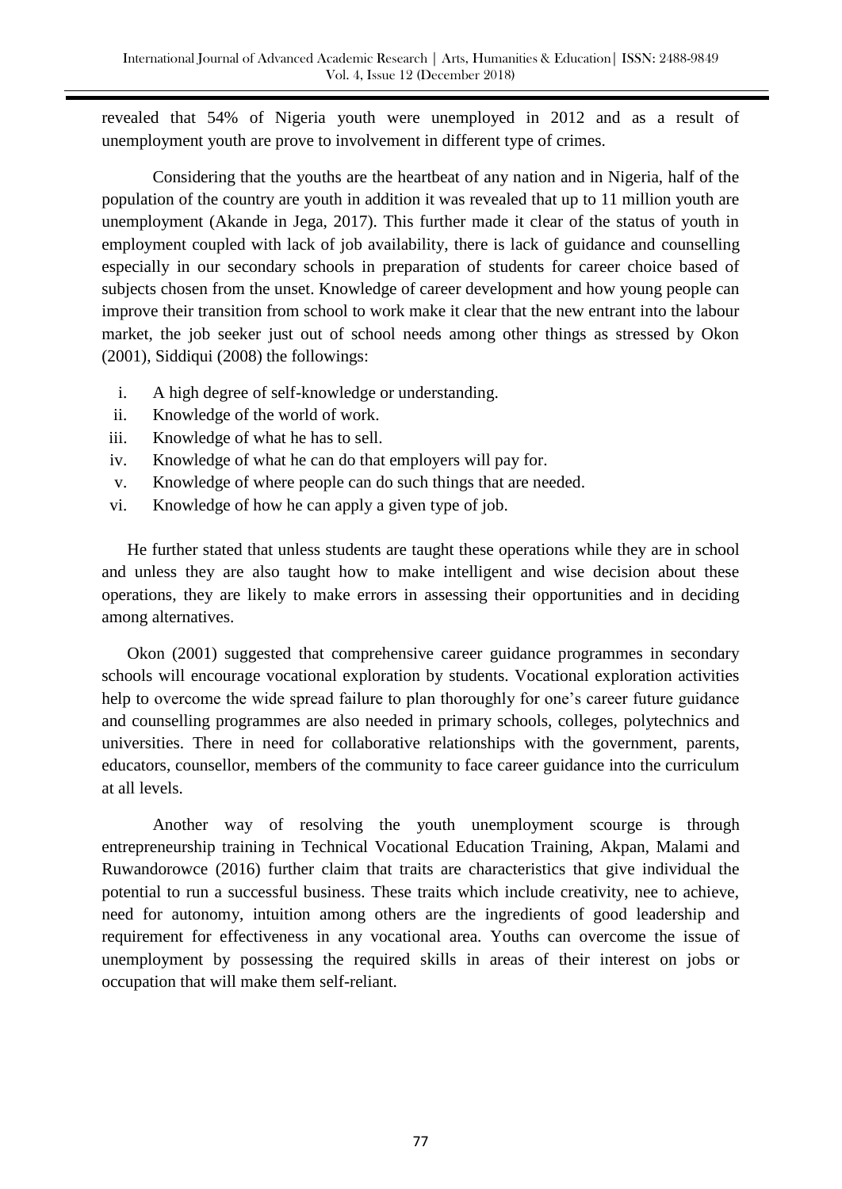revealed that 54% of Nigeria youth were unemployed in 2012 and as a result of unemployment youth are prove to involvement in different type of crimes.

Considering that the youths are the heartbeat of any nation and in Nigeria, half of the population of the country are youth in addition it was revealed that up to 11 million youth are unemployment (Akande in Jega, 2017). This further made it clear of the status of youth in employment coupled with lack of job availability, there is lack of guidance and counselling especially in our secondary schools in preparation of students for career choice based of subjects chosen from the unset. Knowledge of career development and how young people can improve their transition from school to work make it clear that the new entrant into the labour market, the job seeker just out of school needs among other things as stressed by Okon (2001), Siddiqui (2008) the followings:

i. A high degree of self-knowledge or understanding.
ii. Knowledge of the world of work.
iii. Knowledge of what he has to sell.
iv. Knowledge of what he can do that employers will pay for.
v. Knowledge of where people can do such things that are needed.
vi. Knowledge of how he can apply a given type of job.

He further stated that unless students are taught these operations while they are in school and unless they are also taught how to make intelligent and wise decision about these operations, they are likely to make errors in assessing their opportunities and in deciding among alternatives.

Okon (2001) suggested that comprehensive career guidance programmes in secondary schools will encourage vocational exploration by students. Vocational exploration activities help to overcome the wide spread failure to plan thoroughly for one's career future guidance and counselling programmes are also needed in primary schools, colleges, polytechnics and universities. There in need for collaborative relationships with the government, parents, educators, counsellor, members of the community to face career guidance into the curriculum at all levels.

Another way of resolving the youth unemployment scourge is through entrepreneurship training in Technical Vocational Education Training, Akpan, Malami and Ruwandorowce (2016) further claim that traits are characteristics that give individual the potential to run a successful business. These traits which include creativity, nee to achieve, need for autonomy, intuition among others are the ingredients of good leadership and requirement for effectiveness in any vocational area. Youths can overcome the issue of unemployment by possessing the required skills in areas of their interest on jobs or occupation that will make them self-reliant.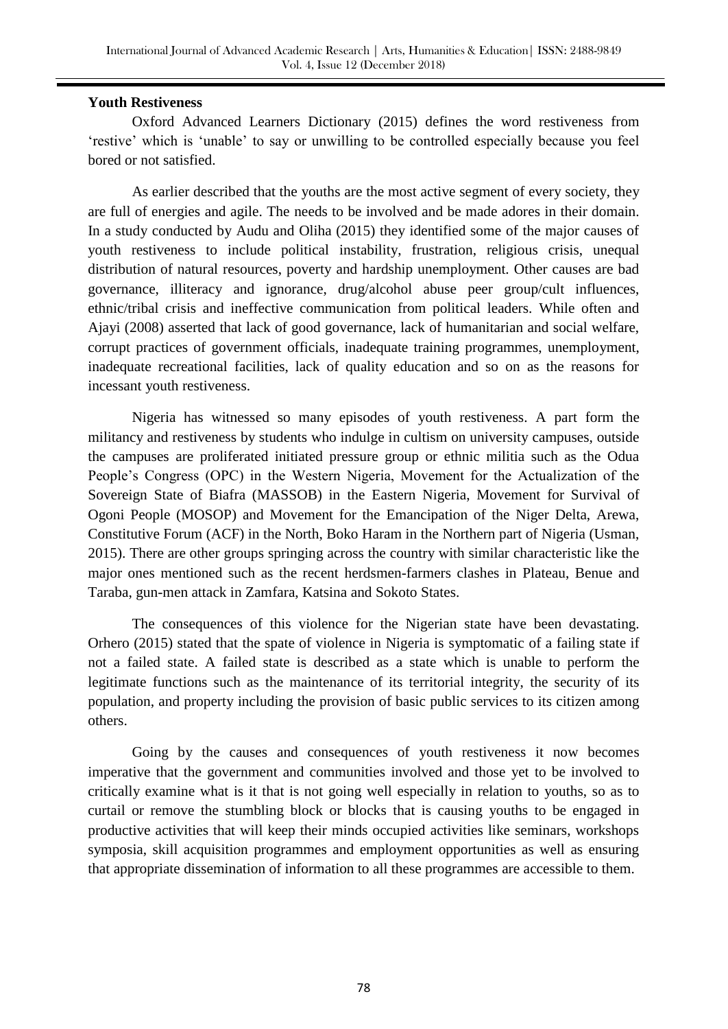**Youth Restiveness**

Oxford Advanced Learners Dictionary (2015) defines the word restiveness from 'restive' which is 'unable' to say or unwilling to be controlled especially because you feel bored or not satisfied.

As earlier described that the youths are the most active segment of every society, they are full of energies and agile. The needs to be involved and be made adores in their domain. In a study conducted by Audu and Oliha (2015) they identified some of the major causes of youth restiveness to include political instability, frustration, religious crisis, unequal distribution of natural resources, poverty and hardship unemployment. Other causes are bad governance, illiteracy and ignorance, drug/alcohol abuse peer group/cult influences, ethnic/tribal crisis and ineffective communication from political leaders. While often and Ajayi (2008) asserted that lack of good governance, lack of humanitarian and social welfare, corrupt practices of government officials, inadequate training programmes, unemployment, inadequate recreational facilities, lack of quality education and so on as the reasons for incessant youth restiveness.

Nigeria has witnessed so many episodes of youth restiveness. A part form the militancy and restiveness by students who indulge in cultism on university campuses, outside the campuses are proliferated initiated pressure group or ethnic militia such as the Odua People's Congress (OPC) in the Western Nigeria, Movement for the Actualization of the Sovereign State of Biafra (MASSOB) in the Eastern Nigeria, Movement for Survival of Ogoni People (MOSOP) and Movement for the Emancipation of the Niger Delta, Arewa, Constitutive Forum (ACF) in the North, Boko Haram in the Northern part of Nigeria (Usman, 2015). There are other groups springing across the country with similar characteristic like the major ones mentioned such as the recent herdsmen-farmers clashes in Plateau, Benue and Taraba, gun-men attack in Zamfara, Katsina and Sokoto States.

The consequences of this violence for the Nigerian state have been devastating. Orhero (2015) stated that the spate of violence in Nigeria is symptomatic of a failing state if not a failed state. A failed state is described as a state which is unable to perform the legitimate functions such as the maintenance of its territorial integrity, the security of its population, and property including the provision of basic public services to its citizen among others.

Going by the causes and consequences of youth restiveness it now becomes imperative that the government and communities involved and those yet to be involved to critically examine what is it that is not going well especially in relation to youths, so as to curtail or remove the stumbling block or blocks that is causing youths to be engaged in productive activities that will keep their minds occupied activities like seminars, workshops symposia, skill acquisition programmes and employment opportunities as well as ensuring that appropriate dissemination of information to all these programmes are accessible to them.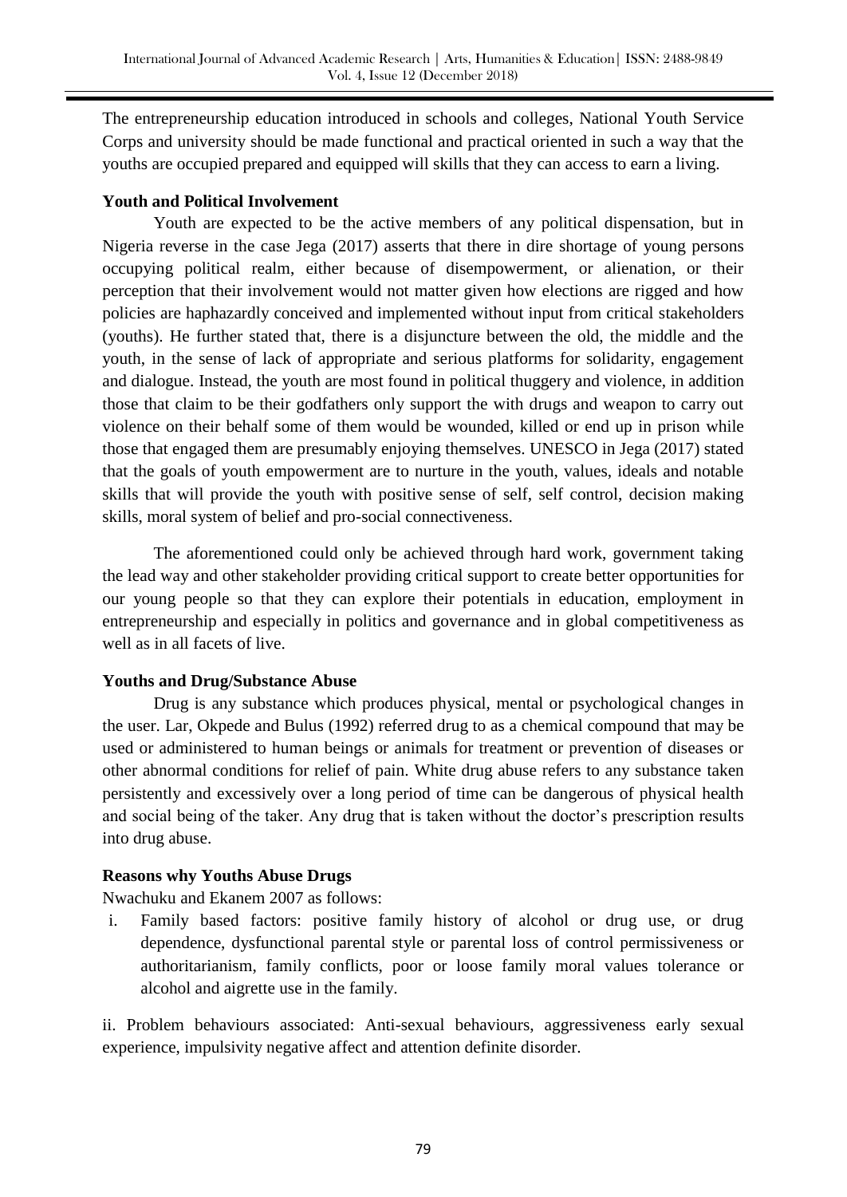The entrepreneurship education introduced in schools and colleges, National Youth Service Corps and university should be made functional and practical oriented in such a way that the youths are occupied prepared and equipped will skills that they can access to earn a living.

**Youth and Political Involvement**

Youth are expected to be the active members of any political dispensation, but in Nigeria reverse in the case Jega (2017) asserts that there in dire shortage of young persons occupying political realm, either because of disempowerment, or alienation, or their perception that their involvement would not matter given how elections are rigged and how policies are haphazardly conceived and implemented without input from critical stakeholders (youths). He further stated that, there is a disjuncture between the old, the middle and the youth, in the sense of lack of appropriate and serious platforms for solidarity, engagement and dialogue. Instead, the youth are most found in political thuggery and violence, in addition those that claim to be their godfathers only support the with drugs and weapon to carry out violence on their behalf some of them would be wounded, killed or end up in prison while those that engaged them are presumably enjoying themselves. UNESCO in Jega (2017) stated that the goals of youth empowerment are to nurture in the youth, values, ideals and notable skills that will provide the youth with positive sense of self, self control, decision making skills, moral system of belief and pro-social connectiveness.

The aforementioned could only be achieved through hard work, government taking the lead way and other stakeholder providing critical support to create better opportunities for our young people so that they can explore their potentials in education, employment in entrepreneurship and especially in politics and governance and in global competitiveness as well as in all facets of live.

**Youths and Drug/Substance Abuse**

Drug is any substance which produces physical, mental or psychological changes in the user. Lar, Okpede and Bulus (1992) referred drug to as a chemical compound that may be used or administered to human beings or animals for treatment or prevention of diseases or other abnormal conditions for relief of pain. White drug abuse refers to any substance taken persistently and excessively over a long period of time can be dangerous of physical health and social being of the taker. Any drug that is taken without the doctor's prescription results into drug abuse.

**Reasons why Youths Abuse Drugs**

Nwachuku and Ekanem 2007 as follows:

i. Family based factors: positive family history of alcohol or drug use, or drug dependence, dysfunctional parental style or parental loss of control permissiveness or authoritarianism, family conflicts, poor or loose family moral values tolerance or alcohol and aigrette use in the family.

ii. Problem behaviours associated: Anti-sexual behaviours, aggressiveness early sexual experience, impulsivity negative affect and attention definite disorder.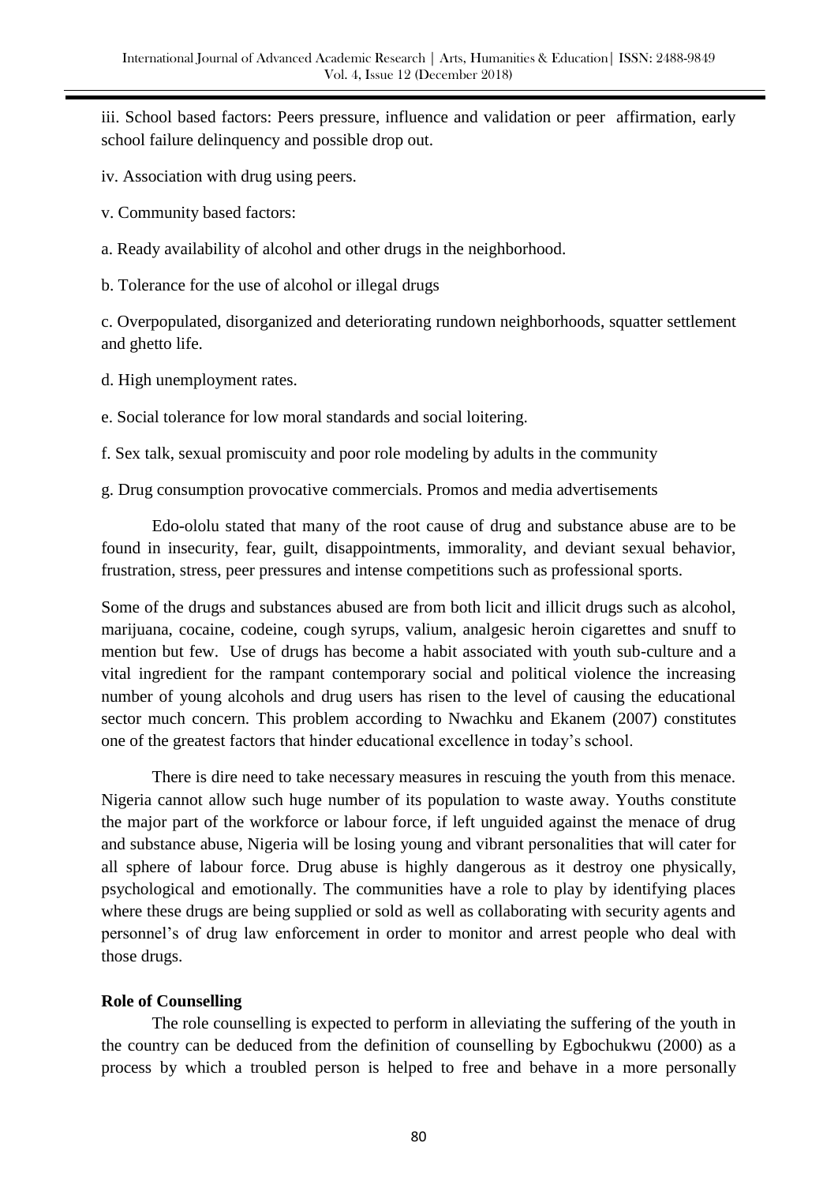iii. School based factors: Peers pressure, influence and validation or peer affirmation, early school failure delinquency and possible drop out.

iv. Association with drug using peers.

v. Community based factors:

a. Ready availability of alcohol and other drugs in the neighborhood.

b. Tolerance for the use of alcohol or illegal drugs

c. Overpopulated, disorganized and deteriorating rundown neighborhoods, squatter settlement and ghetto life.

d. High unemployment rates.

e. Social tolerance for low moral standards and social loitering.

f. Sex talk, sexual promiscuity and poor role modeling by adults in the community

g. Drug consumption provocative commercials. Promos and media advertisements

Edo-ololu stated that many of the root cause of drug and substance abuse are to be found in insecurity, fear, guilt, disappointments, immorality, and deviant sexual behavior, frustration, stress, peer pressures and intense competitions such as professional sports.

Some of the drugs and substances abused are from both licit and illicit drugs such as alcohol, marijuana, cocaine, codeine, cough syrups, valium, analgesic heroin cigarettes and snuff to mention but few. Use of drugs has become a habit associated with youth sub-culture and a vital ingredient for the rampant contemporary social and political violence the increasing number of young alcohols and drug users has risen to the level of causing the educational sector much concern. This problem according to Nwachku and Ekanem (2007) constitutes one of the greatest factors that hinder educational excellence in today's school.

There is dire need to take necessary measures in rescuing the youth from this menace. Nigeria cannot allow such huge number of its population to waste away. Youths constitute the major part of the workforce or labour force, if left unguided against the menace of drug and substance abuse, Nigeria will be losing young and vibrant personalities that will cater for all sphere of labour force. Drug abuse is highly dangerous as it destroy one physically, psychological and emotionally. The communities have a role to play by identifying places where these drugs are being supplied or sold as well as collaborating with security agents and personnel's of drug law enforcement in order to monitor and arrest people who deal with those drugs.

**Role of Counselling**

The role counselling is expected to perform in alleviating the suffering of the youth in the country can be deduced from the definition of counselling by Egbochukwu (2000) as a process by which a troubled person is helped to free and behave in a more personally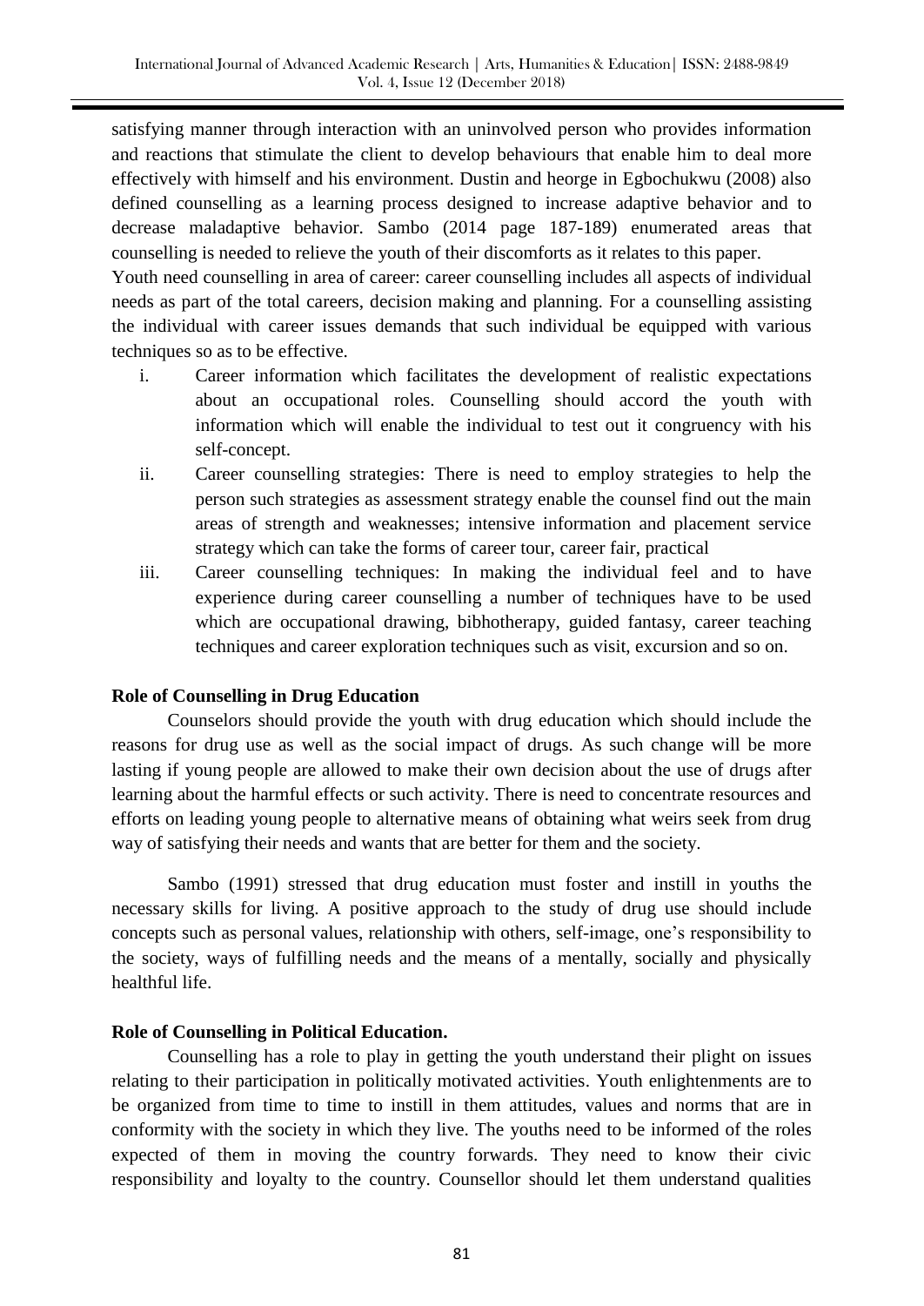satisfying manner through interaction with an uninvolved person who provides information and reactions that stimulate the client to develop behaviours that enable him to deal more effectively with himself and his environment. Dustin and heorge in Egbochukwu (2008) also defined counselling as a learning process designed to increase adaptive behavior and to decrease maladaptive behavior. Sambo (2014 page 187-189) enumerated areas that counselling is needed to relieve the youth of their discomforts as it relates to this paper.

Youth need counselling in area of career: career counselling includes all aspects of individual needs as part of the total careers, decision making and planning. For a counselling assisting the individual with career issues demands that such individual be equipped with various techniques so as to be effective.

i. Career information which facilitates the development of realistic expectations about an occupational roles. Counselling should accord the youth with information which will enable the individual to test out it congruency with his self-concept.
ii. Career counselling strategies: There is need to employ strategies to help the person such strategies as assessment strategy enable the counsel find out the main areas of strength and weaknesses; intensive information and placement service strategy which can take the forms of career tour, career fair, practical
iii. Career counselling techniques: In making the individual feel and to have experience during career counselling a number of techniques have to be used which are occupational drawing, bibhotherapy, guided fantasy, career teaching techniques and career exploration techniques such as visit, excursion and so on.

**Role of Counselling in Drug Education**

Counselors should provide the youth with drug education which should include the reasons for drug use as well as the social impact of drugs. As such change will be more lasting if young people are allowed to make their own decision about the use of drugs after learning about the harmful effects or such activity. There is need to concentrate resources and efforts on leading young people to alternative means of obtaining what weirs seek from drug way of satisfying their needs and wants that are better for them and the society.

Sambo (1991) stressed that drug education must foster and instill in youths the necessary skills for living. A positive approach to the study of drug use should include concepts such as personal values, relationship with others, self-image, one's responsibility to the society, ways of fulfilling needs and the means of a mentally, socially and physically healthful life.

**Role of Counselling in Political Education.**

Counselling has a role to play in getting the youth understand their plight on issues relating to their participation in politically motivated activities. Youth enlightenments are to be organized from time to time to instill in them attitudes, values and norms that are in conformity with the society in which they live. The youths need to be informed of the roles expected of them in moving the country forwards. They need to know their civic responsibility and loyalty to the country. Counsellor should let them understand qualities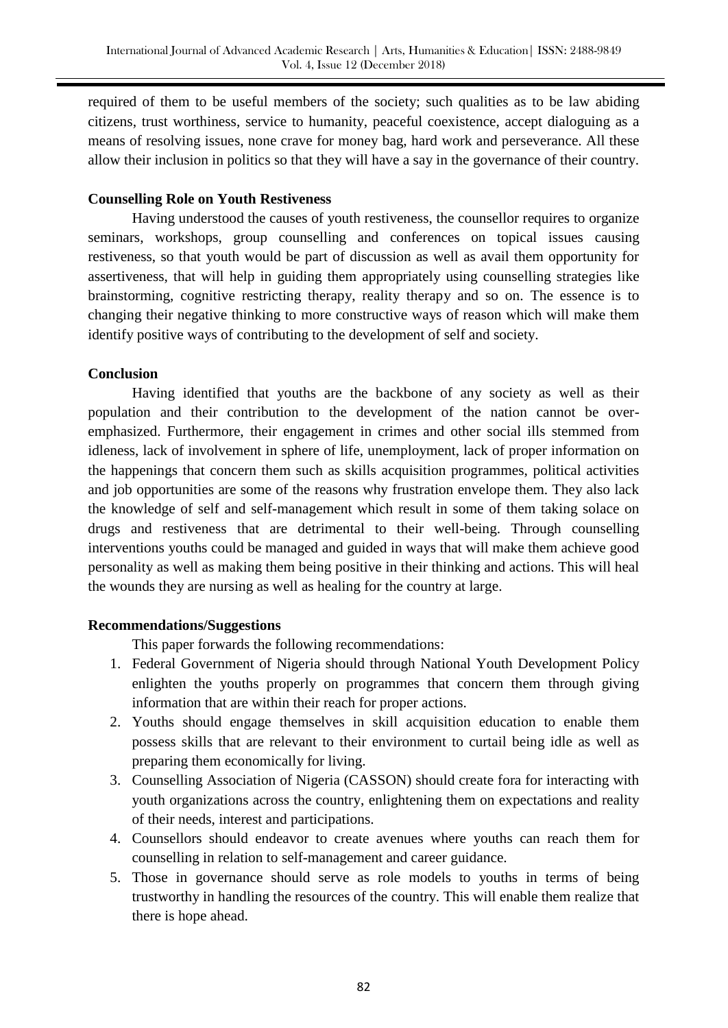required of them to be useful members of the society; such qualities as to be law abiding citizens, trust worthiness, service to humanity, peaceful coexistence, accept dialoguing as a means of resolving issues, none crave for money bag, hard work and perseverance. All these allow their inclusion in politics so that they will have a say in the governance of their country.

**Counselling Role on Youth Restiveness**

Having understood the causes of youth restiveness, the counsellor requires to organize seminars, workshops, group counselling and conferences on topical issues causing restiveness, so that youth would be part of discussion as well as avail them opportunity for assertiveness, that will help in guiding them appropriately using counselling strategies like brainstorming, cognitive restricting therapy, reality therapy and so on. The essence is to changing their negative thinking to more constructive ways of reason which will make them identify positive ways of contributing to the development of self and society.

**Conclusion**

Having identified that youths are the backbone of any society as well as their population and their contribution to the development of the nation cannot be over-emphasized. Furthermore, their engagement in crimes and other social ills stemmed from idleness, lack of involvement in sphere of life, unemployment, lack of proper information on the happenings that concern them such as skills acquisition programmes, political activities and job opportunities are some of the reasons why frustration envelope them. They also lack the knowledge of self and self-management which result in some of them taking solace on drugs and restiveness that are detrimental to their well-being. Through counselling interventions youths could be managed and guided in ways that will make them achieve good personality as well as making them being positive in their thinking and actions. This will heal the wounds they are nursing as well as healing for the country at large.

**Recommendations/Suggestions**

This paper forwards the following recommendations:

1. Federal Government of Nigeria should through National Youth Development Policy enlighten the youths properly on programmes that concern them through giving information that are within their reach for proper actions.
2. Youths should engage themselves in skill acquisition education to enable them possess skills that are relevant to their environment to curtail being idle as well as preparing them economically for living.
3. Counselling Association of Nigeria (CASSON) should create fora for interacting with youth organizations across the country, enlightening them on expectations and reality of their needs, interest and participations.
4. Counsellors should endeavor to create avenues where youths can reach them for counselling in relation to self-management and career guidance.
5. Those in governance should serve as role models to youths in terms of being trustworthy in handling the resources of the country. This will enable them realize that there is hope ahead.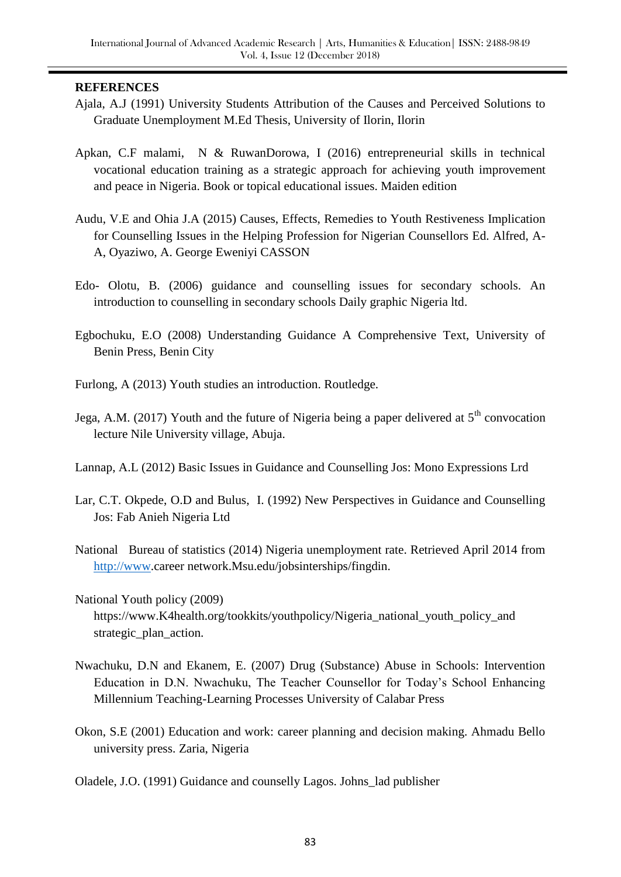## REFERENCES

Ajala, A.J (1991) University Students Attribution of the Causes and Perceived Solutions to Graduate Unemployment M.Ed Thesis, University of Ilorin, Ilorin

Apkan, C.F malami, N & RuwanDorowa, I (2016) entrepreneurial skills in technical vocational education training as a strategic approach for achieving youth improvement and peace in Nigeria. Book or topical educational issues. Maiden edition

Audu, V.E and Ohia J.A (2015) Causes, Effects, Remedies to Youth Restiveness Implication for Counselling Issues in the Helping Profession for Nigerian Counsellors Ed. Alfred, A-A, Oyaziwo, A. George Eweniyi CASSON

Edo- Olotu, B. (2006) guidance and counselling issues for secondary schools. An introduction to counselling in secondary schools Daily graphic Nigeria ltd.

Egbochuku, E.O (2008) Understanding Guidance A Comprehensive Text, University of Benin Press, Benin City

Furlong, A (2013) Youth studies an introduction. Routledge.

Jega, A.M. (2017) Youth and the future of Nigeria being a paper delivered at 5th convocation lecture Nile University village, Abuja.

Lannap, A.L (2012) Basic Issues in Guidance and Counselling Jos: Mono Expressions Lrd

Lar, C.T. Okpede, O.D and Bulus, I. (1992) New Perspectives in Guidance and Counselling Jos: Fab Anieh Nigeria Ltd

National Bureau of statistics (2014) Nigeria unemployment rate. Retrieved April 2014 from http://www.career network.Msu.edu/jobsinterships/fingdin.

National Youth policy (2009) https://www.K4health.org/tookkits/youthpolicy/Nigeria_national_youth_policy_and strategic_plan_action.

Nwachuku, D.N and Ekanem, E. (2007) Drug (Substance) Abuse in Schools: Intervention Education in D.N. Nwachuku, The Teacher Counsellor for Today's School Enhancing Millennium Teaching-Learning Processes University of Calabar Press

Okon, S.E (2001) Education and work: career planning and decision making. Ahmadu Bello university press. Zaria, Nigeria

Oladele, J.O. (1991) Guidance and counselly Lagos. Johns_lad publisher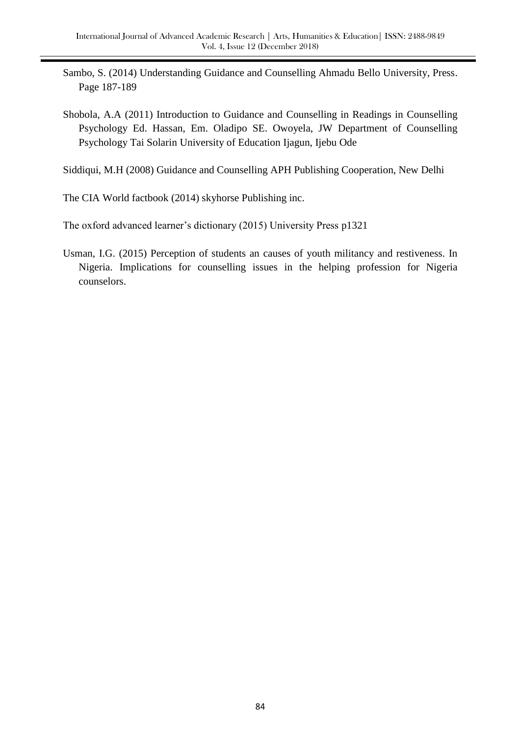Sambo, S. (2014) Understanding Guidance and Counselling Ahmadu Bello University, Press. Page 187-189

Shobola, A.A (2011) Introduction to Guidance and Counselling in Readings in Counselling Psychology Ed. Hassan, Em. Oladipo SE. Owoyela, JW Department of Counselling Psychology Tai Solarin University of Education Ijagun, Ijebu Ode

Siddiqui, M.H (2008) Guidance and Counselling APH Publishing Cooperation, New Delhi

The CIA World factbook (2014) skyhorse Publishing inc.

The oxford advanced learner's dictionary (2015) University Press p1321

Usman, I.G. (2015) Perception of students an causes of youth militancy and restiveness. In Nigeria. Implications for counselling issues in the helping profession for Nigeria counselors.